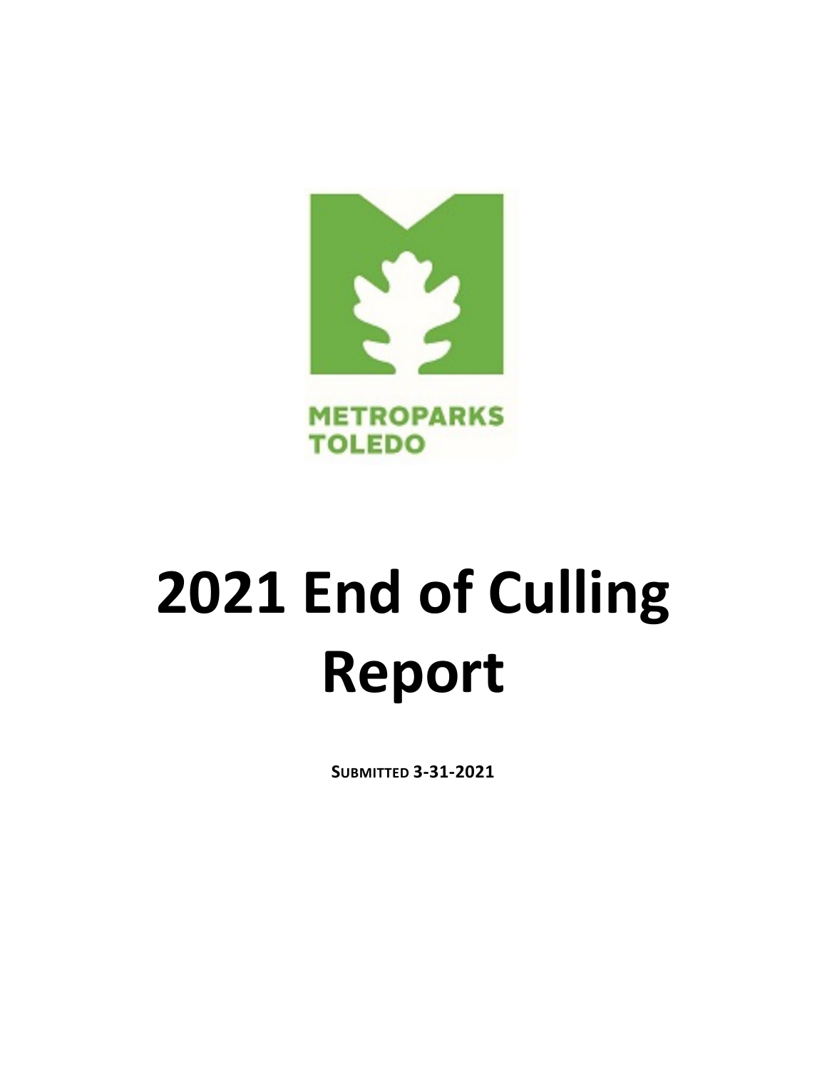METROPARKS TOLEDO

# 2021 End of Culling Report

**SUBMITTED 3-31-2021**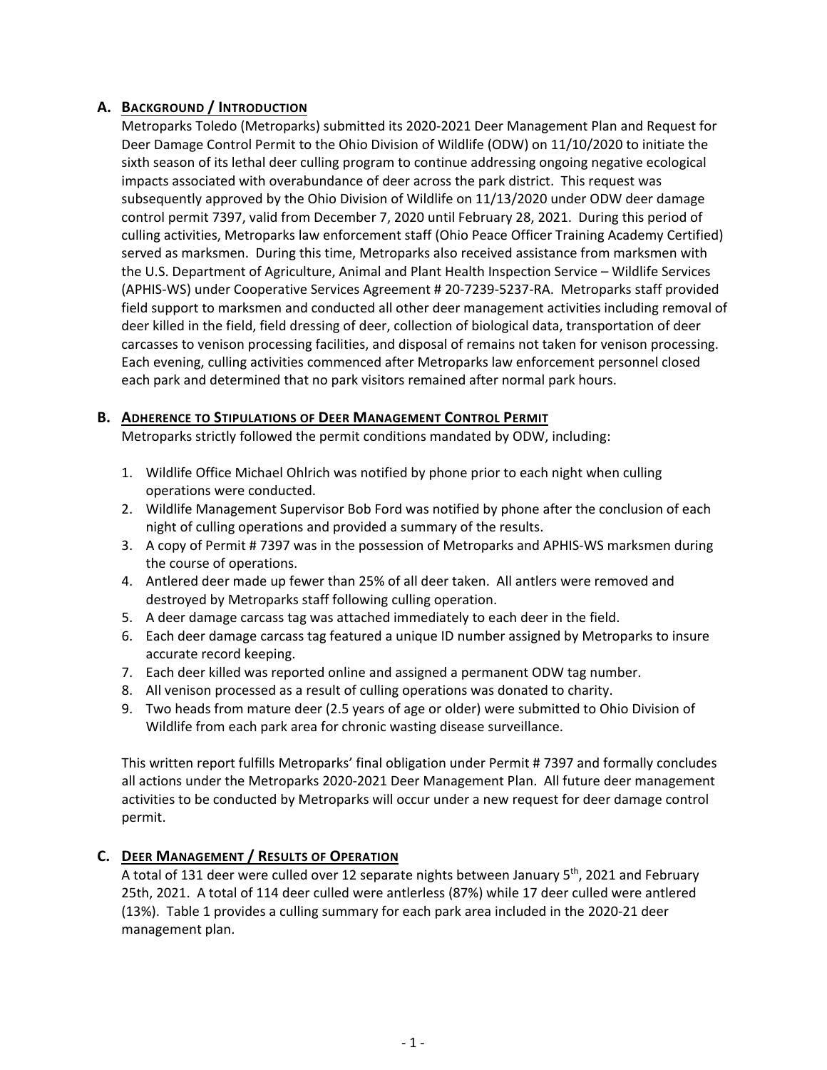## A. Background / Introduction

Metroparks Toledo (Metroparks) submitted its 2020-2021 Deer Management Plan and Request for Deer Damage Control Permit to the Ohio Division of Wildlife (ODW) on 11/10/2020 to initiate the sixth season of its lethal deer culling program to continue addressing ongoing negative ecological impacts associated with overabundance of deer across the park district. This request was subsequently approved by the Ohio Division of Wildlife on 11/13/2020 under ODW deer damage control permit 7397, valid from December 7, 2020 until February 28, 2021. During this period of culling activities, Metroparks law enforcement staff (Ohio Peace Officer Training Academy Certified) served as marksmen. During this time, Metroparks also received assistance from marksmen with the U.S. Department of Agriculture, Animal and Plant Health Inspection Service – Wildlife Services (APHIS-WS) under Cooperative Services Agreement # 20-7239-5237-RA. Metroparks staff provided field support to marksmen and conducted all other deer management activities including removal of deer killed in the field, field dressing of deer, collection of biological data, transportation of deer carcasses to venison processing facilities, and disposal of remains not taken for venison processing. Each evening, culling activities commenced after Metroparks law enforcement personnel closed each park and determined that no park visitors remained after normal park hours.

## B. Adherence to Stipulations of Deer Management Control Permit

Metroparks strictly followed the permit conditions mandated by ODW, including:

1. Wildlife Office Michael Ohlrich was notified by phone prior to each night when culling operations were conducted.
2. Wildlife Management Supervisor Bob Ford was notified by phone after the conclusion of each night of culling operations and provided a summary of the results.
3. A copy of Permit # 7397 was in the possession of Metroparks and APHIS-WS marksmen during the course of operations.
4. Antlered deer made up fewer than 25% of all deer taken. All antlers were removed and destroyed by Metroparks staff following culling operation.
5. A deer damage carcass tag was attached immediately to each deer in the field.
6. Each deer damage carcass tag featured a unique ID number assigned by Metroparks to insure accurate record keeping.
7. Each deer killed was reported online and assigned a permanent ODW tag number.
8. All venison processed as a result of culling operations was donated to charity.
9. Two heads from mature deer (2.5 years of age or older) were submitted to Ohio Division of Wildlife from each park area for chronic wasting disease surveillance.

This written report fulfills Metroparks' final obligation under Permit # 7397 and formally concludes all actions under the Metroparks 2020-2021 Deer Management Plan. All future deer management activities to be conducted by Metroparks will occur under a new request for deer damage control permit.

## C. Deer Management / Results of Operation

A total of 131 deer were culled over 12 separate nights between January 5th, 2021 and February 25th, 2021. A total of 114 deer culled were antlerless (87%) while 17 deer culled were antlered (13%). Table 1 provides a culling summary for each park area included in the 2020-21 deer management plan.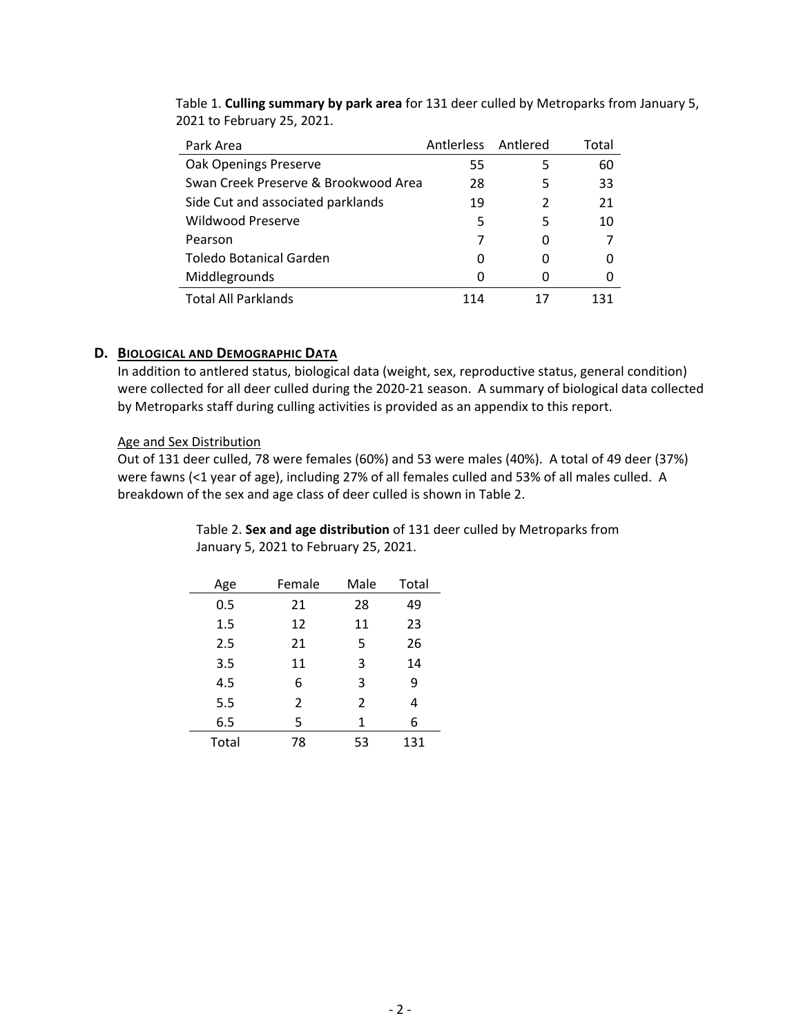Table 1. **Culling summary by park area** for 131 deer culled by Metroparks from January 5, 2021 to February 25, 2021.

| Park Area | Antlerless | Antlered | Total |
|---|---|---|---|
| Oak Openings Preserve | 55 | 5 | 60 |
| Swan Creek Preserve & Brookwood Area | 28 | 5 | 33 |
| Side Cut and associated parklands | 19 | 2 | 21 |
| Wildwood Preserve | 5 | 5 | 10 |
| Pearson | 7 | 0 | 7 |
| Toledo Botanical Garden | 0 | 0 | 0 |
| Middlegrounds | 0 | 0 | 0 |
| Total All Parklands | 114 | 17 | 131 |

## D. Biological and Demographic Data

In addition to antlered status, biological data (weight, sex, reproductive status, general condition) were collected for all deer culled during the 2020-21 season. A summary of biological data collected by Metroparks staff during culling activities is provided as an appendix to this report.

### Age and Sex Distribution

Out of 131 deer culled, 78 were females (60%) and 53 were males (40%). A total of 49 deer (37%) were fawns (<1 year of age), including 27% of all females culled and 53% of all males culled. A breakdown of the sex and age class of deer culled is shown in Table 2.

Table 2. **Sex and age distribution** of 131 deer culled by Metroparks from January 5, 2021 to February 25, 2021.

| Age | Female | Male | Total |
|---|---|---|---|
| 0.5 | 21 | 28 | 49 |
| 1.5 | 12 | 11 | 23 |
| 2.5 | 21 | 5 | 26 |
| 3.5 | 11 | 3 | 14 |
| 4.5 | 6 | 3 | 9 |
| 5.5 | 2 | 2 | 4 |
| 6.5 | 5 | 1 | 6 |
| Total | 78 | 53 | 131 |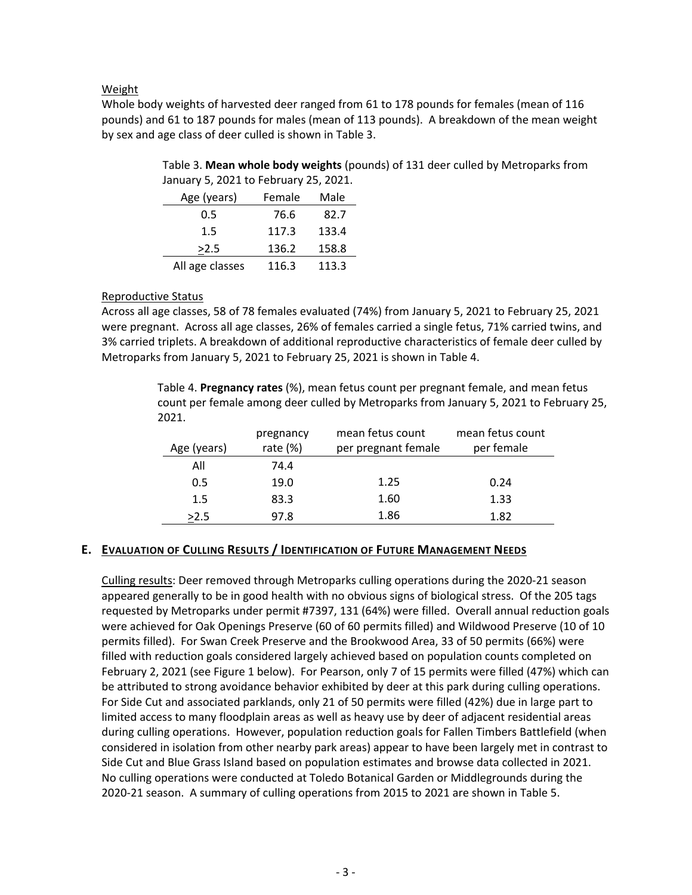Weight

Whole body weights of harvested deer ranged from 61 to 178 pounds for females (mean of 116 pounds) and 61 to 187 pounds for males (mean of 113 pounds). A breakdown of the mean weight by sex and age class of deer culled is shown in Table 3.

Table 3. **Mean whole body weights** (pounds) of 131 deer culled by Metroparks from January 5, 2021 to February 25, 2021.

| Age (years) | Female | Male |
|---|---|---|
| 0.5 | 76.6 | 82.7 |
| 1.5 | 117.3 | 133.4 |
| >2.5 | 136.2 | 158.8 |
| All age classes | 116.3 | 113.3 |

Reproductive Status

Across all age classes, 58 of 78 females evaluated (74%) from January 5, 2021 to February 25, 2021 were pregnant. Across all age classes, 26% of females carried a single fetus, 71% carried twins, and 3% carried triplets. A breakdown of additional reproductive characteristics of female deer culled by Metroparks from January 5, 2021 to February 25, 2021 is shown in Table 4.

Table 4. **Pregnancy rates** (%), mean fetus count per pregnant female, and mean fetus count per female among deer culled by Metroparks from January 5, 2021 to February 25, 2021.

| Age (years) | pregnancy rate (%) | mean fetus count per pregnant female | mean fetus count per female |
|---|---|---|---|
| All | 74.4 | | |
| 0.5 | 19.0 | 1.25 | 0.24 |
| 1.5 | 83.3 | 1.60 | 1.33 |
| >2.5 | 97.8 | 1.86 | 1.82 |

## E. Evaluation of Culling Results / Identification of Future Management Needs

Culling results: Deer removed through Metroparks culling operations during the 2020-21 season appeared generally to be in good health with no obvious signs of biological stress. Of the 205 tags requested by Metroparks under permit #7397, 131 (64%) were filled. Overall annual reduction goals were achieved for Oak Openings Preserve (60 of 60 permits filled) and Wildwood Preserve (10 of 10 permits filled). For Swan Creek Preserve and the Brookwood Area, 33 of 50 permits (66%) were filled with reduction goals considered largely achieved based on population counts completed on February 2, 2021 (see Figure 1 below). For Pearson, only 7 of 15 permits were filled (47%) which can be attributed to strong avoidance behavior exhibited by deer at this park during culling operations. For Side Cut and associated parklands, only 21 of 50 permits were filled (42%) due in large part to limited access to many floodplain areas as well as heavy use by deer of adjacent residential areas during culling operations. However, population reduction goals for Fallen Timbers Battlefield (when considered in isolation from other nearby park areas) appear to have been largely met in contrast to Side Cut and Blue Grass Island based on population estimates and browse data collected in 2021. No culling operations were conducted at Toledo Botanical Garden or Middlegrounds during the 2020-21 season. A summary of culling operations from 2015 to 2021 are shown in Table 5.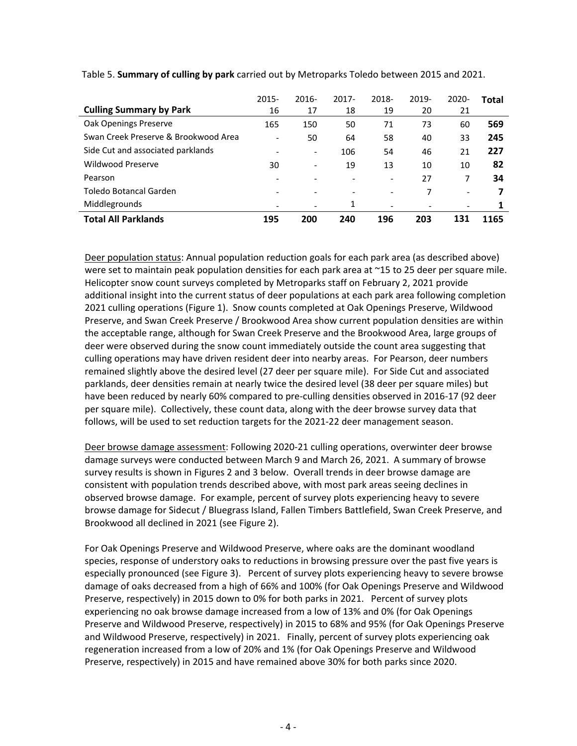Table 5. **Summary of culling by park** carried out by Metroparks Toledo between 2015 and 2021.

| **Culling Summary by Park** | 2015-16 | 2016-17 | 2017-18 | 2018-19 | 2019-20 | 2020-21 | **Total** |
|---|---|---|---|---|---|---|---|
| Oak Openings Preserve | 165 | 150 | 50 | 71 | 73 | 60 | **569** |
| Swan Creek Preserve & Brookwood Area | - | 50 | 64 | 58 | 40 | 33 | **245** |
| Side Cut and associated parklands | - | - | 106 | 54 | 46 | 21 | **227** |
| Wildwood Preserve | 30 | - | 19 | 13 | 10 | 10 | **82** |
| Pearson | - | - | - | - | 27 | 7 | **34** |
| Toledo Botancal Garden | - | - | - | - | 7 | - | **7** |
| Middlegrounds | - | - | 1 | - | - | - | **1** |
| **Total All Parklands** | **195** | **200** | **240** | **196** | **203** | **131** | **1165** |

Deer population status: Annual population reduction goals for each park area (as described above) were set to maintain peak population densities for each park area at ~15 to 25 deer per square mile. Helicopter snow count surveys completed by Metroparks staff on February 2, 2021 provide additional insight into the current status of deer populations at each park area following completion 2021 culling operations (Figure 1). Snow counts completed at Oak Openings Preserve, Wildwood Preserve, and Swan Creek Preserve / Brookwood Area show current population densities are within the acceptable range, although for Swan Creek Preserve and the Brookwood Area, large groups of deer were observed during the snow count immediately outside the count area suggesting that culling operations may have driven resident deer into nearby areas. For Pearson, deer numbers remained slightly above the desired level (27 deer per square mile). For Side Cut and associated parklands, deer densities remain at nearly twice the desired level (38 deer per square miles) but have been reduced by nearly 60% compared to pre-culling densities observed in 2016-17 (92 deer per square mile). Collectively, these count data, along with the deer browse survey data that follows, will be used to set reduction targets for the 2021-22 deer management season.

Deer browse damage assessment: Following 2020-21 culling operations, overwinter deer browse damage surveys were conducted between March 9 and March 26, 2021. A summary of browse survey results is shown in Figures 2 and 3 below. Overall trends in deer browse damage are consistent with population trends described above, with most park areas seeing declines in observed browse damage. For example, percent of survey plots experiencing heavy to severe browse damage for Sidecut / Bluegrass Island, Fallen Timbers Battlefield, Swan Creek Preserve, and Brookwood all declined in 2021 (see Figure 2).

For Oak Openings Preserve and Wildwood Preserve, where oaks are the dominant woodland species, response of understory oaks to reductions in browsing pressure over the past five years is especially pronounced (see Figure 3). Percent of survey plots experiencing heavy to severe browse damage of oaks decreased from a high of 66% and 100% (for Oak Openings Preserve and Wildwood Preserve, respectively) in 2015 down to 0% for both parks in 2021. Percent of survey plots experiencing no oak browse damage increased from a low of 13% and 0% (for Oak Openings Preserve and Wildwood Preserve, respectively) in 2015 to 68% and 95% (for Oak Openings Preserve and Wildwood Preserve, respectively) in 2021. Finally, percent of survey plots experiencing oak regeneration increased from a low of 20% and 1% (for Oak Openings Preserve and Wildwood Preserve, respectively) in 2015 and have remained above 30% for both parks since 2020.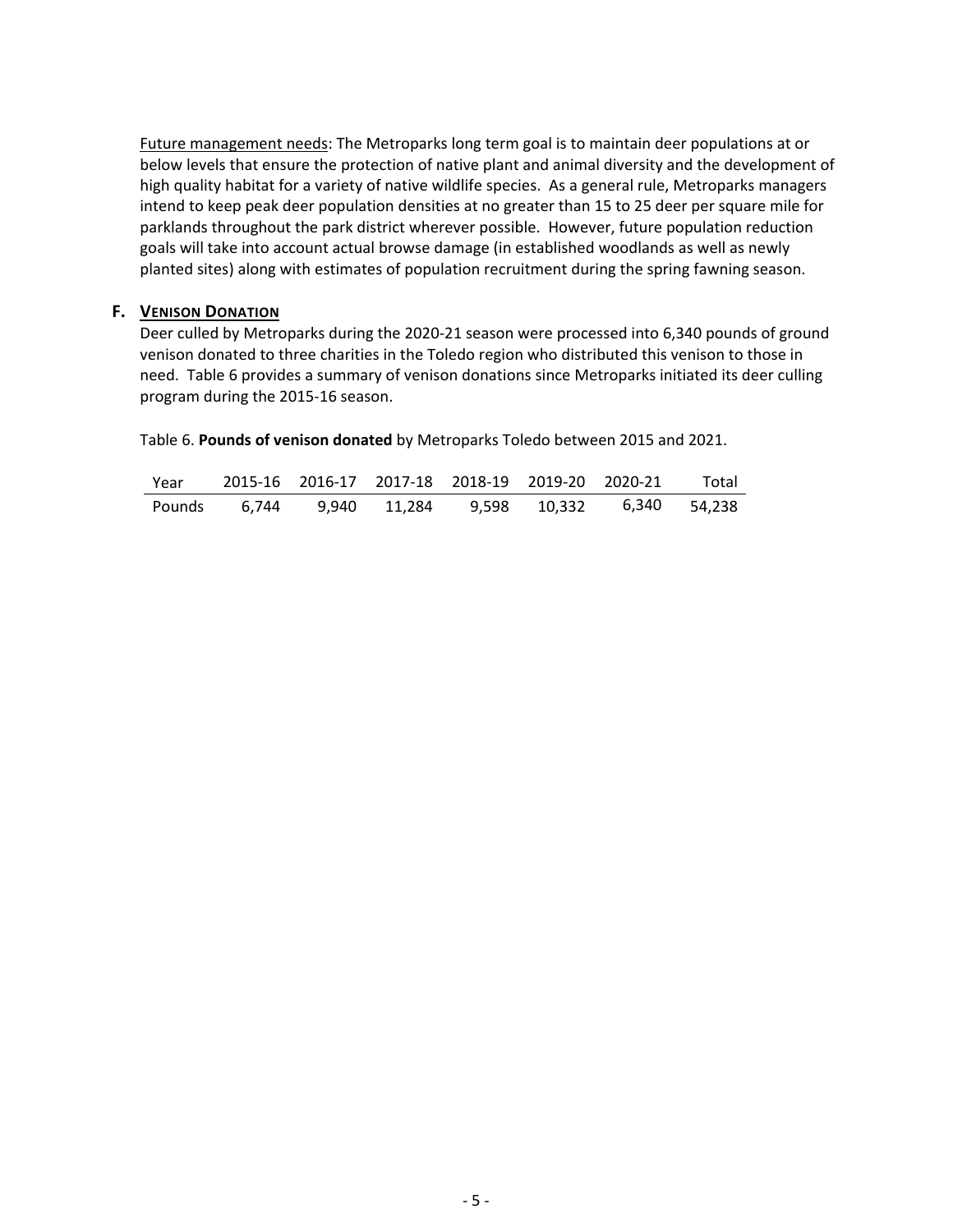Future management needs: The Metroparks long term goal is to maintain deer populations at or below levels that ensure the protection of native plant and animal diversity and the development of high quality habitat for a variety of native wildlife species. As a general rule, Metroparks managers intend to keep peak deer population densities at no greater than 15 to 25 deer per square mile for parklands throughout the park district wherever possible. However, future population reduction goals will take into account actual browse damage (in established woodlands as well as newly planted sites) along with estimates of population recruitment during the spring fawning season.

## F. VENISON DONATION

Deer culled by Metroparks during the 2020-21 season were processed into 6,340 pounds of ground venison donated to three charities in the Toledo region who distributed this venison to those in need. Table 6 provides a summary of venison donations since Metroparks initiated its deer culling program during the 2015-16 season.

Table 6. **Pounds of venison donated** by Metroparks Toledo between 2015 and 2021.

| Year | 2015-16 | 2016-17 | 2017-18 | 2018-19 | 2019-20 | 2020-21 | Total |
|---|---|---|---|---|---|---|---|
| Pounds | 6,744 | 9,940 | 11,284 | 9,598 | 10,332 | 6,340 | 54,238 |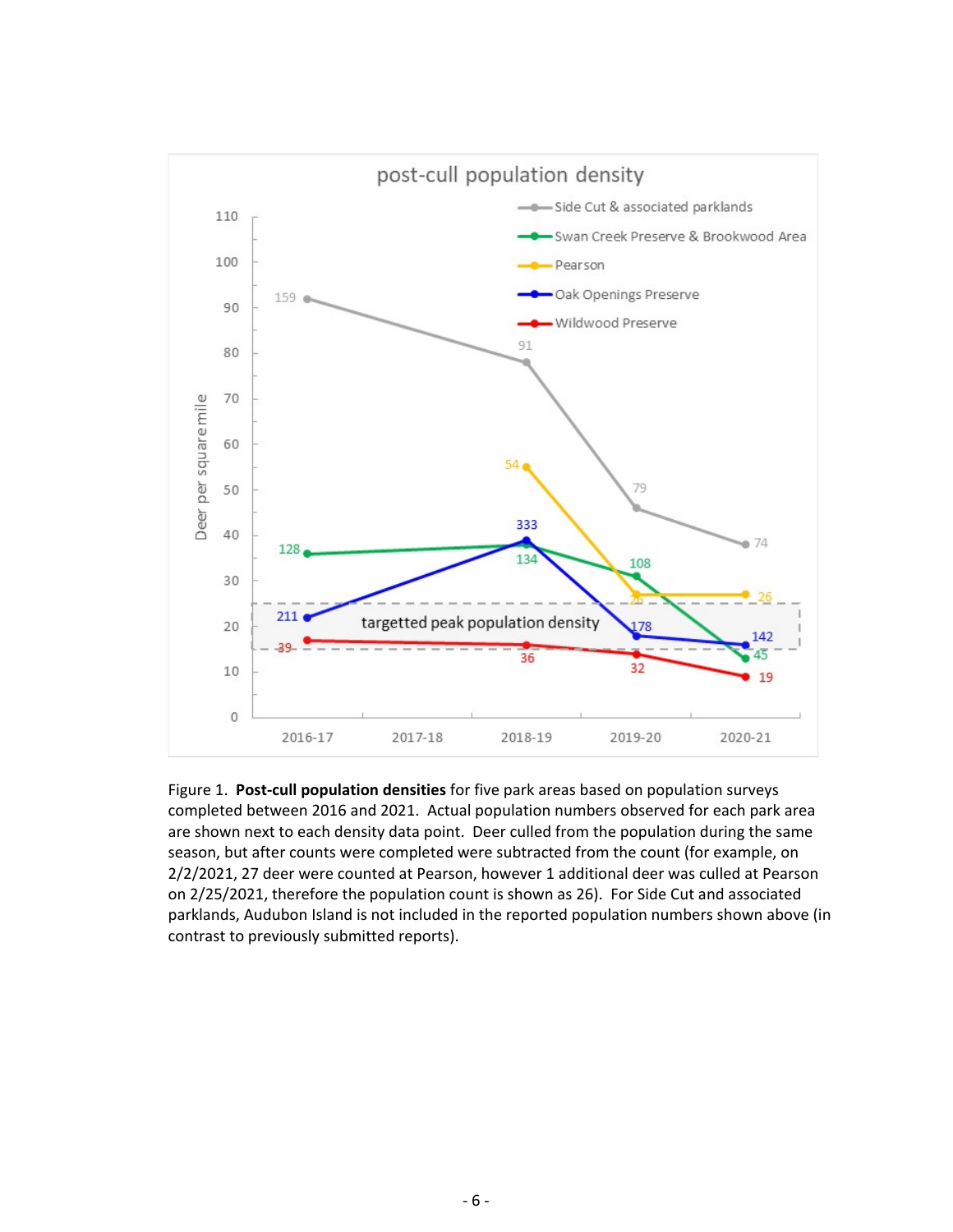Figure 1. **Post-cull population densities** for five park areas based on population surveys completed between 2016 and 2021. Actual population numbers observed for each park area are shown next to each density data point. Deer culled from the population during the same season, but after counts were completed were subtracted from the count (for example, on 2/2/2021, 27 deer were counted at Pearson, however 1 additional deer was culled at Pearson on 2/25/2021, therefore the population count is shown as 26). For Side Cut and associated parklands, Audubon Island is not included in the reported population numbers shown above (in contrast to previously submitted reports).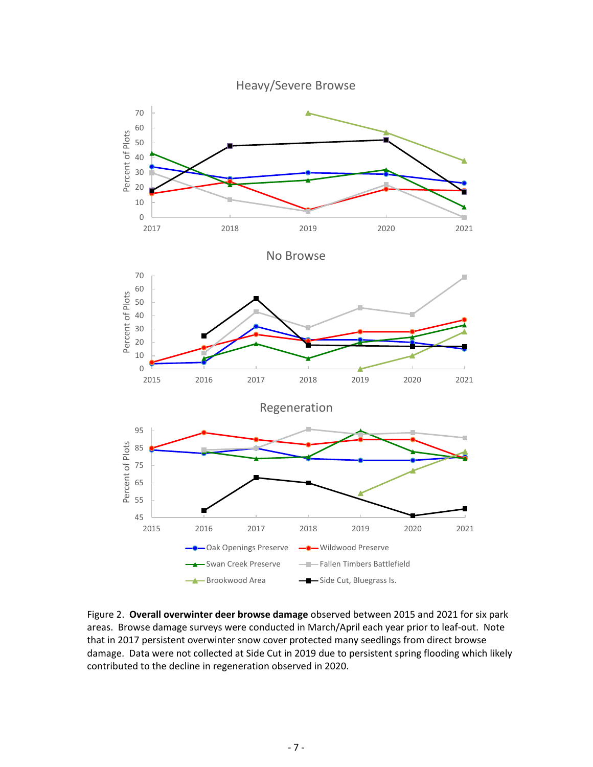Figure 2. **Overall overwinter deer browse damage** observed between 2015 and 2021 for six park areas. Browse damage surveys were conducted in March/April each year prior to leaf-out. Note that in 2017 persistent overwinter snow cover protected many seedlings from direct browse damage. Data were not collected at Side Cut in 2019 due to persistent spring flooding which likely contributed to the decline in regeneration observed in 2020.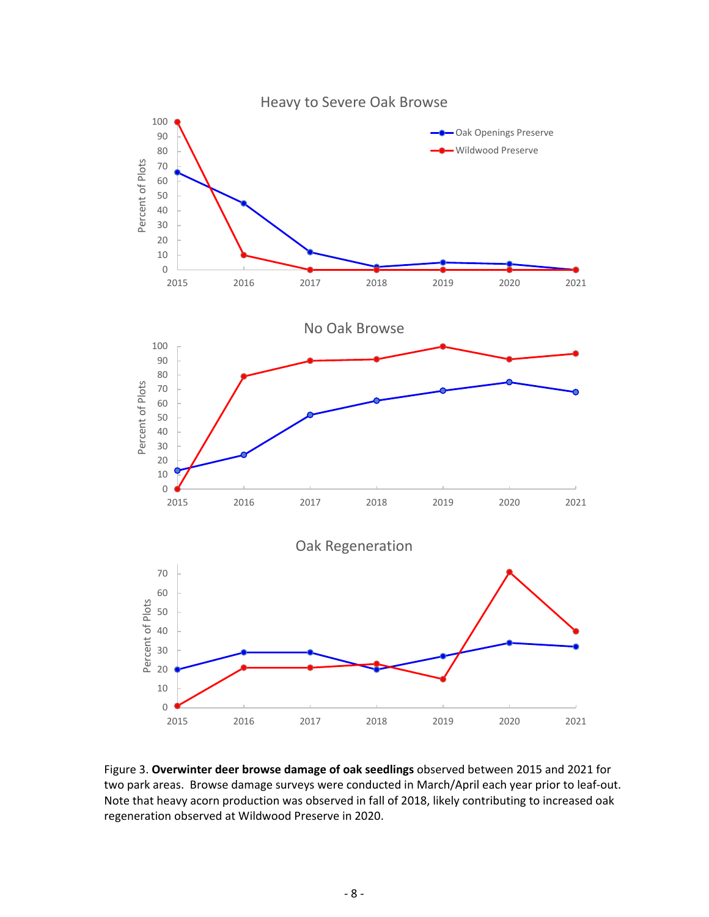Figure 3. **Overwinter deer browse damage of oak seedlings** observed between 2015 and 2021 for two park areas. Browse damage surveys were conducted in March/April each year prior to leaf-out. Note that heavy acorn production was observed in fall of 2018, likely contributing to increased oak regeneration observed at Wildwood Preserve in 2020.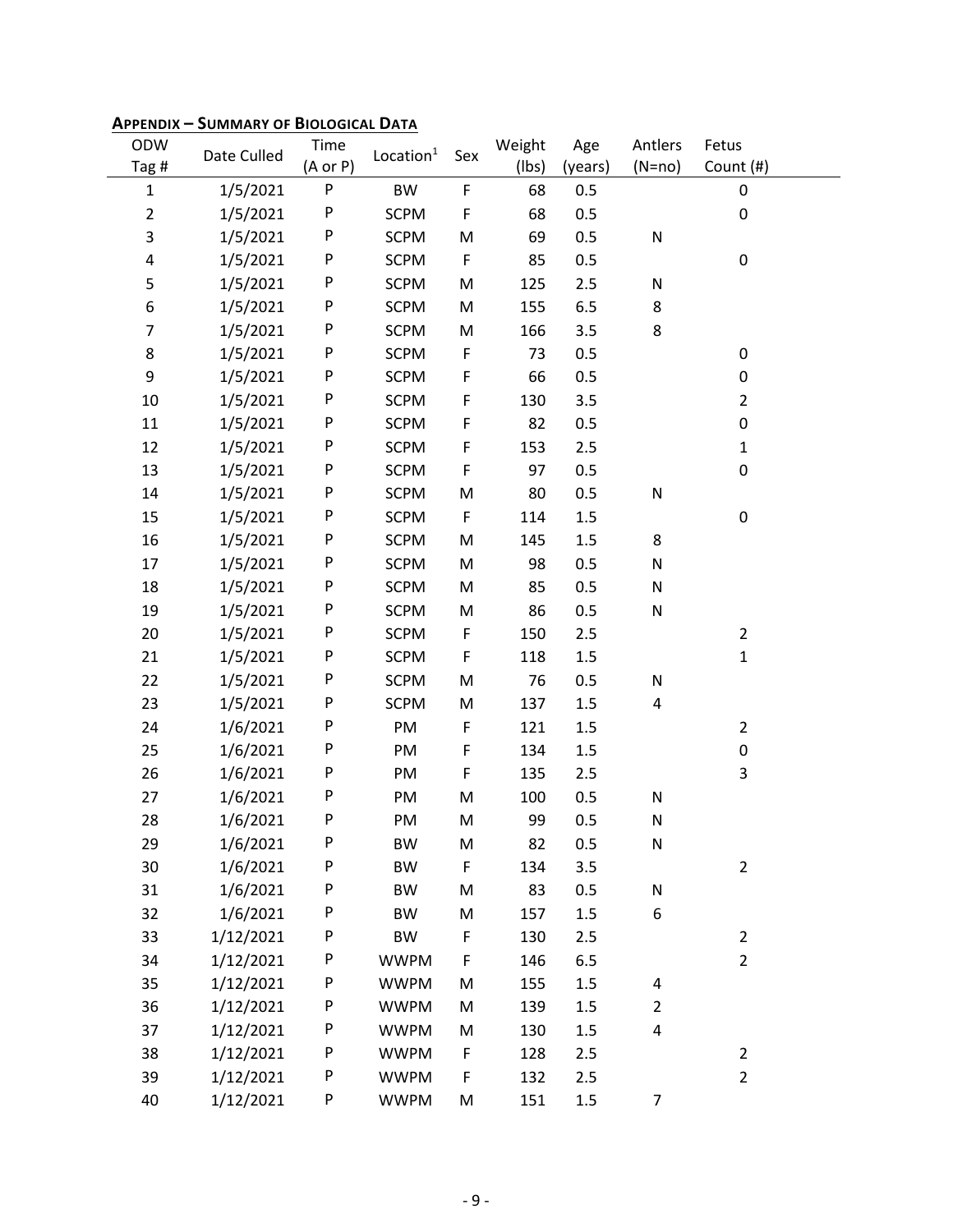## **Appendix – Summary of Biological Data**

| ODW Tag # | Date Culled | Time (A or P) | Location[1] | Sex | Weight (lbs) | Age (years) | Antlers (N=no) | Fetus Count (#) |
|---|---|---|---|---|---|---|---|---|
| 1 | 1/5/2021 | P | BW | F | 68 | 0.5 | | 0 |
| 2 | 1/5/2021 | P | SCPM | F | 68 | 0.5 | | 0 |
| 3 | 1/5/2021 | P | SCPM | M | 69 | 0.5 | N | |
| 4 | 1/5/2021 | P | SCPM | F | 85 | 0.5 | | 0 |
| 5 | 1/5/2021 | P | SCPM | M | 125 | 2.5 | N | |
| 6 | 1/5/2021 | P | SCPM | M | 155 | 6.5 | 8 | |
| 7 | 1/5/2021 | P | SCPM | M | 166 | 3.5 | 8 | |
| 8 | 1/5/2021 | P | SCPM | F | 73 | 0.5 | | 0 |
| 9 | 1/5/2021 | P | SCPM | F | 66 | 0.5 | | 0 |
| 10 | 1/5/2021 | P | SCPM | F | 130 | 3.5 | | 2 |
| 11 | 1/5/2021 | P | SCPM | F | 82 | 0.5 | | 0 |
| 12 | 1/5/2021 | P | SCPM | F | 153 | 2.5 | | 1 |
| 13 | 1/5/2021 | P | SCPM | F | 97 | 0.5 | | 0 |
| 14 | 1/5/2021 | P | SCPM | M | 80 | 0.5 | N | |
| 15 | 1/5/2021 | P | SCPM | F | 114 | 1.5 | | 0 |
| 16 | 1/5/2021 | P | SCPM | M | 145 | 1.5 | 8 | |
| 17 | 1/5/2021 | P | SCPM | M | 98 | 0.5 | N | |
| 18 | 1/5/2021 | P | SCPM | M | 85 | 0.5 | N | |
| 19 | 1/5/2021 | P | SCPM | M | 86 | 0.5 | N | |
| 20 | 1/5/2021 | P | SCPM | F | 150 | 2.5 | | 2 |
| 21 | 1/5/2021 | P | SCPM | F | 118 | 1.5 | | 1 |
| 22 | 1/5/2021 | P | SCPM | M | 76 | 0.5 | N | |
| 23 | 1/5/2021 | P | SCPM | M | 137 | 1.5 | 4 | |
| 24 | 1/6/2021 | P | PM | F | 121 | 1.5 | | 2 |
| 25 | 1/6/2021 | P | PM | F | 134 | 1.5 | | 0 |
| 26 | 1/6/2021 | P | PM | F | 135 | 2.5 | | 3 |
| 27 | 1/6/2021 | P | PM | M | 100 | 0.5 | N | |
| 28 | 1/6/2021 | P | PM | M | 99 | 0.5 | N | |
| 29 | 1/6/2021 | P | BW | M | 82 | 0.5 | N | |
| 30 | 1/6/2021 | P | BW | F | 134 | 3.5 | | 2 |
| 31 | 1/6/2021 | P | BW | M | 83 | 0.5 | N | |
| 32 | 1/6/2021 | P | BW | M | 157 | 1.5 | 6 | |
| 33 | 1/12/2021 | P | BW | F | 130 | 2.5 | | 2 |
| 34 | 1/12/2021 | P | WWPM | F | 146 | 6.5 | | 2 |
| 35 | 1/12/2021 | P | WWPM | M | 155 | 1.5 | 4 | |
| 36 | 1/12/2021 | P | WWPM | M | 139 | 1.5 | 2 | |
| 37 | 1/12/2021 | P | WWPM | M | 130 | 1.5 | 4 | |
| 38 | 1/12/2021 | P | WWPM | F | 128 | 2.5 | | 2 |
| 39 | 1/12/2021 | P | WWPM | F | 132 | 2.5 | | 2 |
| 40 | 1/12/2021 | P | WWPM | M | 151 | 1.5 | 7 | |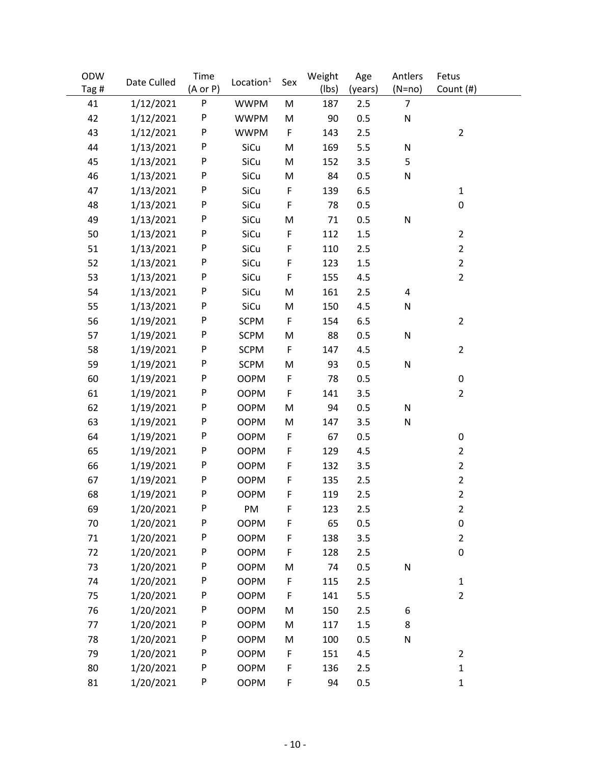| ODW Tag # | Date Culled | Time (A or P) | Location[1] | Sex | Weight (lbs) | Age (years) | Antlers (N=no) | Fetus Count (#) |
|---|---|---|---|---|---|---|---|---|
| 41 | 1/12/2021 | P | WWPM | M | 187 | 2.5 | 7 | |
| 42 | 1/12/2021 | P | WWPM | M | 90 | 0.5 | N | |
| 43 | 1/12/2021 | P | WWPM | F | 143 | 2.5 | | 2 |
| 44 | 1/13/2021 | P | SiCu | M | 169 | 5.5 | N | |
| 45 | 1/13/2021 | P | SiCu | M | 152 | 3.5 | 5 | |
| 46 | 1/13/2021 | P | SiCu | M | 84 | 0.5 | N | |
| 47 | 1/13/2021 | P | SiCu | F | 139 | 6.5 | | 1 |
| 48 | 1/13/2021 | P | SiCu | F | 78 | 0.5 | | 0 |
| 49 | 1/13/2021 | P | SiCu | M | 71 | 0.5 | N | |
| 50 | 1/13/2021 | P | SiCu | F | 112 | 1.5 | | 2 |
| 51 | 1/13/2021 | P | SiCu | F | 110 | 2.5 | | 2 |
| 52 | 1/13/2021 | P | SiCu | F | 123 | 1.5 | | 2 |
| 53 | 1/13/2021 | P | SiCu | F | 155 | 4.5 | | 2 |
| 54 | 1/13/2021 | P | SiCu | M | 161 | 2.5 | 4 | |
| 55 | 1/13/2021 | P | SiCu | M | 150 | 4.5 | N | |
| 56 | 1/19/2021 | P | SCPM | F | 154 | 6.5 | | 2 |
| 57 | 1/19/2021 | P | SCPM | M | 88 | 0.5 | N | |
| 58 | 1/19/2021 | P | SCPM | F | 147 | 4.5 | | 2 |
| 59 | 1/19/2021 | P | SCPM | M | 93 | 0.5 | N | |
| 60 | 1/19/2021 | P | OOPM | F | 78 | 0.5 | | 0 |
| 61 | 1/19/2021 | P | OOPM | F | 141 | 3.5 | | 2 |
| 62 | 1/19/2021 | P | OOPM | M | 94 | 0.5 | N | |
| 63 | 1/19/2021 | P | OOPM | M | 147 | 3.5 | N | |
| 64 | 1/19/2021 | P | OOPM | F | 67 | 0.5 | | 0 |
| 65 | 1/19/2021 | P | OOPM | F | 129 | 4.5 | | 2 |
| 66 | 1/19/2021 | P | OOPM | F | 132 | 3.5 | | 2 |
| 67 | 1/19/2021 | P | OOPM | F | 135 | 2.5 | | 2 |
| 68 | 1/19/2021 | P | OOPM | F | 119 | 2.5 | | 2 |
| 69 | 1/20/2021 | P | PM | F | 123 | 2.5 | | 2 |
| 70 | 1/20/2021 | P | OOPM | F | 65 | 0.5 | | 0 |
| 71 | 1/20/2021 | P | OOPM | F | 138 | 3.5 | | 2 |
| 72 | 1/20/2021 | P | OOPM | F | 128 | 2.5 | | 0 |
| 73 | 1/20/2021 | P | OOPM | M | 74 | 0.5 | N | |
| 74 | 1/20/2021 | P | OOPM | F | 115 | 2.5 | | 1 |
| 75 | 1/20/2021 | P | OOPM | F | 141 | 5.5 | | 2 |
| 76 | 1/20/2021 | P | OOPM | M | 150 | 2.5 | 6 | |
| 77 | 1/20/2021 | P | OOPM | M | 117 | 1.5 | 8 | |
| 78 | 1/20/2021 | P | OOPM | M | 100 | 0.5 | N | |
| 79 | 1/20/2021 | P | OOPM | F | 151 | 4.5 | | 2 |
| 80 | 1/20/2021 | P | OOPM | F | 136 | 2.5 | | 1 |
| 81 | 1/20/2021 | P | OOPM | F | 94 | 0.5 | | 1 |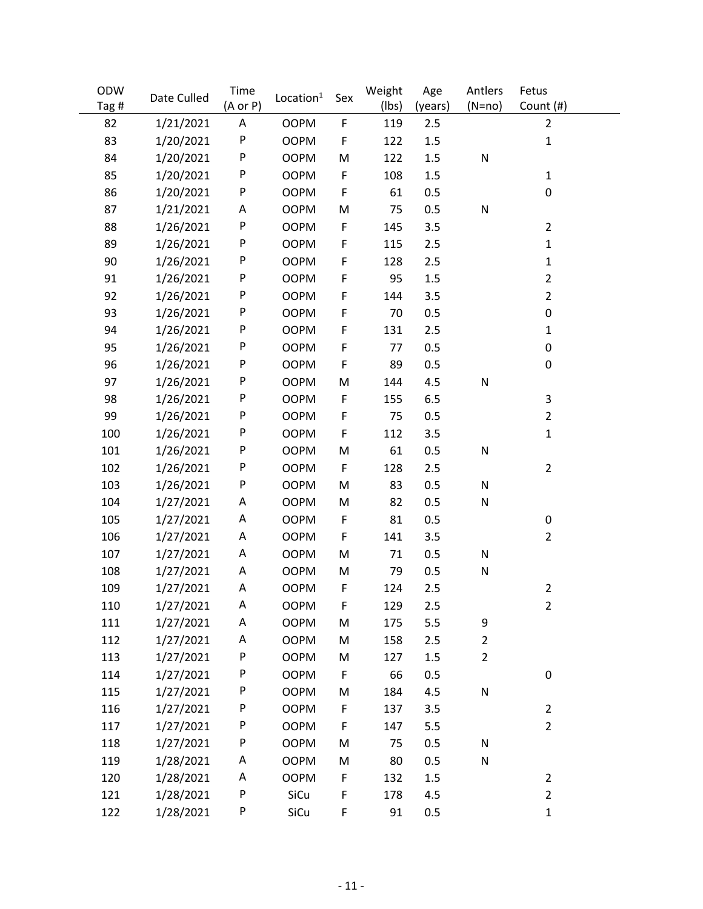| ODW Tag # | Date Culled | Time (A or P) | Location[1] | Sex | Weight (lbs) | Age (years) | Antlers (N=no) | Fetus Count (#) |
|---|---|---|---|---|---|---|---|---|
| 82 | 1/21/2021 | A | OOPM | F | 119 | 2.5 | | 2 |
| 83 | 1/20/2021 | P | OOPM | F | 122 | 1.5 | | 1 |
| 84 | 1/20/2021 | P | OOPM | M | 122 | 1.5 | N | |
| 85 | 1/20/2021 | P | OOPM | F | 108 | 1.5 | | 1 |
| 86 | 1/20/2021 | P | OOPM | F | 61 | 0.5 | | 0 |
| 87 | 1/21/2021 | A | OOPM | M | 75 | 0.5 | N | |
| 88 | 1/26/2021 | P | OOPM | F | 145 | 3.5 | | 2 |
| 89 | 1/26/2021 | P | OOPM | F | 115 | 2.5 | | 1 |
| 90 | 1/26/2021 | P | OOPM | F | 128 | 2.5 | | 1 |
| 91 | 1/26/2021 | P | OOPM | F | 95 | 1.5 | | 2 |
| 92 | 1/26/2021 | P | OOPM | F | 144 | 3.5 | | 2 |
| 93 | 1/26/2021 | P | OOPM | F | 70 | 0.5 | | 0 |
| 94 | 1/26/2021 | P | OOPM | F | 131 | 2.5 | | 1 |
| 95 | 1/26/2021 | P | OOPM | F | 77 | 0.5 | | 0 |
| 96 | 1/26/2021 | P | OOPM | F | 89 | 0.5 | | 0 |
| 97 | 1/26/2021 | P | OOPM | M | 144 | 4.5 | N | |
| 98 | 1/26/2021 | P | OOPM | F | 155 | 6.5 | | 3 |
| 99 | 1/26/2021 | P | OOPM | F | 75 | 0.5 | | 2 |
| 100 | 1/26/2021 | P | OOPM | F | 112 | 3.5 | | 1 |
| 101 | 1/26/2021 | P | OOPM | M | 61 | 0.5 | N | |
| 102 | 1/26/2021 | P | OOPM | F | 128 | 2.5 | | 2 |
| 103 | 1/26/2021 | P | OOPM | M | 83 | 0.5 | N | |
| 104 | 1/27/2021 | A | OOPM | M | 82 | 0.5 | N | |
| 105 | 1/27/2021 | A | OOPM | F | 81 | 0.5 | | 0 |
| 106 | 1/27/2021 | A | OOPM | F | 141 | 3.5 | | 2 |
| 107 | 1/27/2021 | A | OOPM | M | 71 | 0.5 | N | |
| 108 | 1/27/2021 | A | OOPM | M | 79 | 0.5 | N | |
| 109 | 1/27/2021 | A | OOPM | F | 124 | 2.5 | | 2 |
| 110 | 1/27/2021 | A | OOPM | F | 129 | 2.5 | | 2 |
| 111 | 1/27/2021 | A | OOPM | M | 175 | 5.5 | 9 | |
| 112 | 1/27/2021 | A | OOPM | M | 158 | 2.5 | 2 | |
| 113 | 1/27/2021 | P | OOPM | M | 127 | 1.5 | 2 | |
| 114 | 1/27/2021 | P | OOPM | F | 66 | 0.5 | | 0 |
| 115 | 1/27/2021 | P | OOPM | M | 184 | 4.5 | N | |
| 116 | 1/27/2021 | P | OOPM | F | 137 | 3.5 | | 2 |
| 117 | 1/27/2021 | P | OOPM | F | 147 | 5.5 | | 2 |
| 118 | 1/27/2021 | P | OOPM | M | 75 | 0.5 | N | |
| 119 | 1/28/2021 | A | OOPM | M | 80 | 0.5 | N | |
| 120 | 1/28/2021 | A | OOPM | F | 132 | 1.5 | | 2 |
| 121 | 1/28/2021 | P | SiCu | F | 178 | 4.5 | | 2 |
| 122 | 1/28/2021 | P | SiCu | F | 91 | 0.5 | | 1 |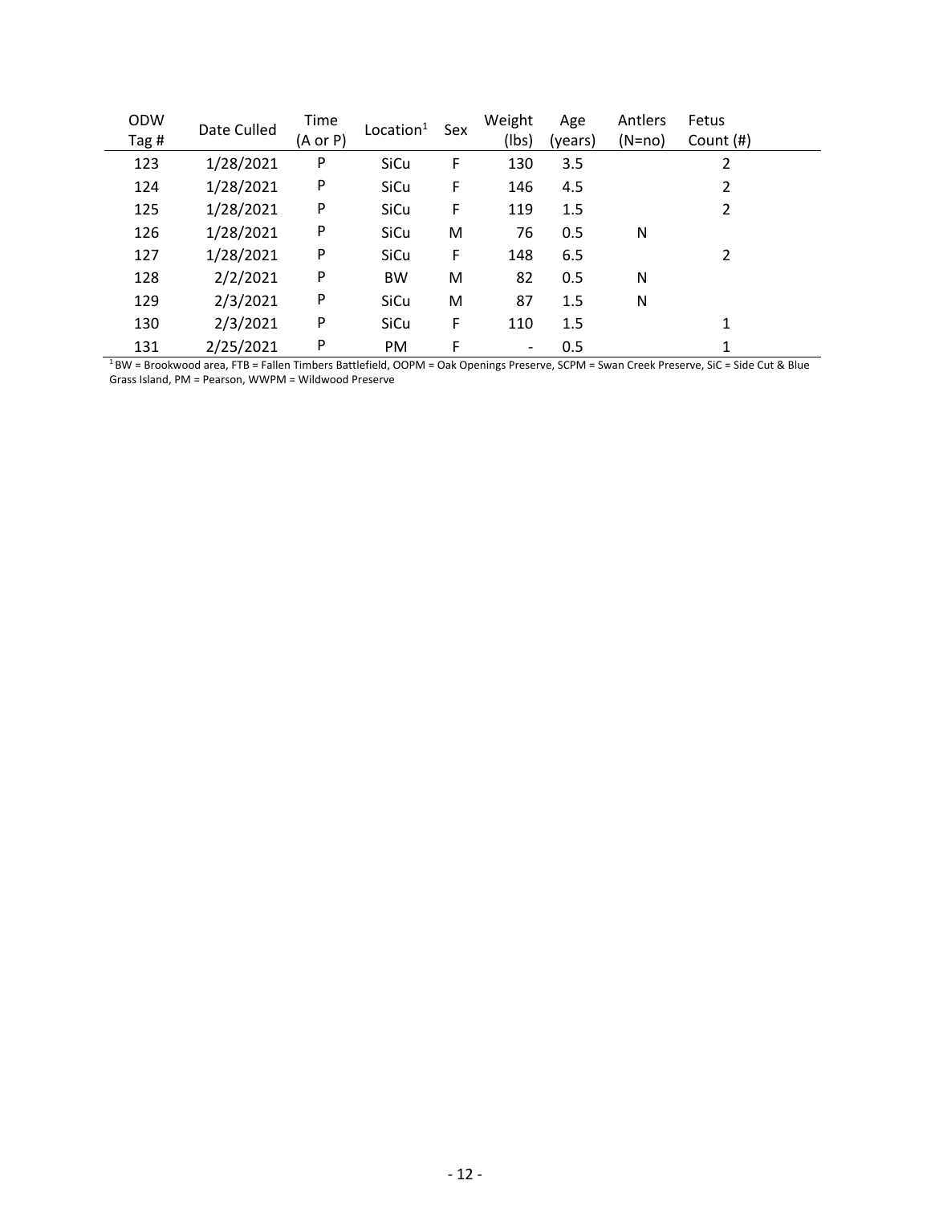| ODW Tag # | Date Culled | Time (A or P) | Location[1] | Sex | Weight (lbs) | Age (years) | Antlers (N=no) | Fetus Count (#) |
|---|---|---|---|---|---|---|---|---|
| 123 | 1/28/2021 | P | SiCu | F | 130 | 3.5 | | 2 |
| 124 | 1/28/2021 | P | SiCu | F | 146 | 4.5 | | 2 |
| 125 | 1/28/2021 | P | SiCu | F | 119 | 1.5 | | 2 |
| 126 | 1/28/2021 | P | SiCu | M | 76 | 0.5 | N | |
| 127 | 1/28/2021 | P | SiCu | F | 148 | 6.5 | | 2 |
| 128 | 2/2/2021 | P | BW | M | 82 | 0.5 | N | |
| 129 | 2/3/2021 | P | SiCu | M | 87 | 1.5 | N | |
| 130 | 2/3/2021 | P | SiCu | F | 110 | 1.5 | | 1 |
| 131 | 2/25/2021 | P | PM | F | - | 0.5 | | 1 |

[1] BW = Brookwood area, FTB = Fallen Timbers Battlefield, OOPM = Oak Openings Preserve, SCPM = Swan Creek Preserve, SiC = Side Cut & Blue Grass Island, PM = Pearson, WWPM = Wildwood Preserve